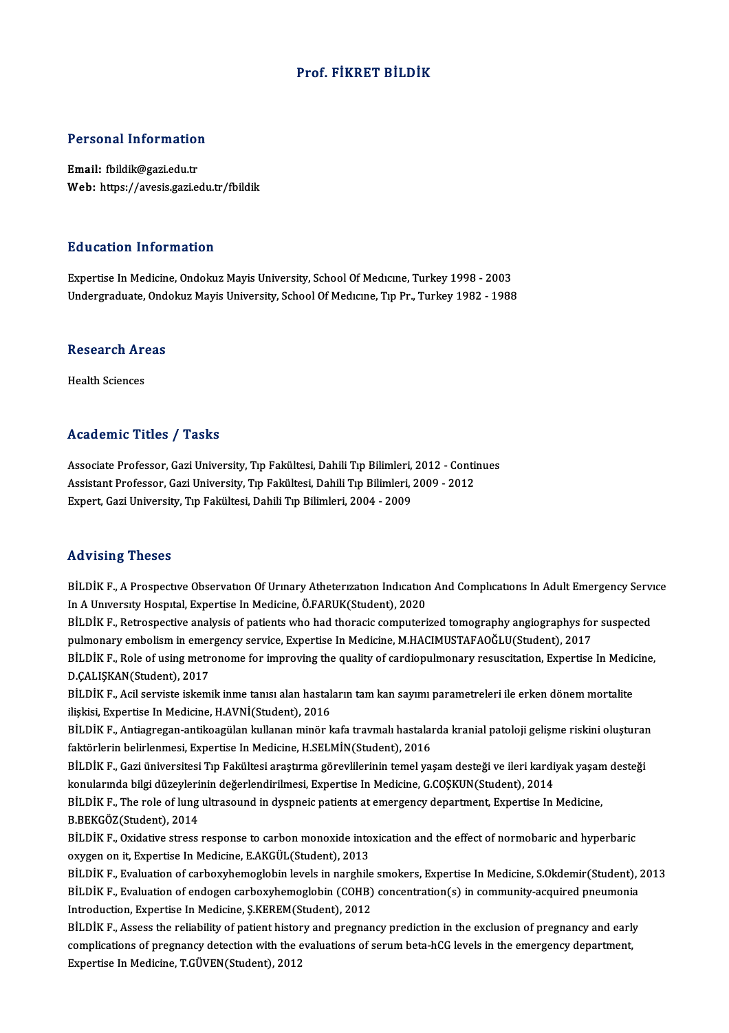# Prof. FİKRET BİLDİK

## Personal Information

**Email:** fbildik@gazi.edu.tr
**Web:** https://avesis.gazi.edu.tr/fbildik

## Education Information

Expertise In Medicine, Ondokuz Mayis University, School Of Medıcıne, Turkey 1998 - 2003
Undergraduate, Ondokuz Mayis University, School Of Medıcıne, Tıp Pr., Turkey 1982 - 1988

## Research Areas

Health Sciences

## Academic Titles / Tasks

Associate Professor, Gazi University, Tıp Fakültesi, Dahili Tıp Bilimleri, 2012 - Continues
Assistant Professor, Gazi University, Tıp Fakültesi, Dahili Tıp Bilimleri, 2009 - 2012
Expert, Gazi University, Tıp Fakültesi, Dahili Tıp Bilimleri, 2004 - 2009

## Advising Theses

BİLDİK F., A Prospectıve Observatıon Of Urınary Atheterızatıon Indıcatıon And Complıcatıons In Adult Emergency Servıce In A Unıversıty Hospıtal, Expertise In Medicine, Ö.FARUK(Student), 2020

BİLDİK F., Retrospective analysis of patients who had thoracic computerized tomography angiographys for suspected pulmonary embolism in emergency service, Expertise In Medicine, M.HACIMUSTAFAOĞLU(Student), 2017

BİLDİK F., Role of using metronome for improving the quality of cardiopulmonary resuscitation, Expertise In Medicine, D.ÇALIŞKAN(Student), 2017

BİLDİK F., Acil serviste iskemik inme tanısı alan hastaların tam kan sayımı parametreleri ile erken dönem mortalite ilişkisi, Expertise In Medicine, H.AVNİ(Student), 2016

BİLDİK F., Antiagregan-antikoagülan kullanan minör kafa travmalı hastalarda kranial patoloji gelişme riskini oluşturan faktörlerin belirlenmesi, Expertise In Medicine, H.SELMİN(Student), 2016

BİLDİK F., Gazi üniversitesi Tıp Fakültesi araştırma görevlilerinin temel yaşam desteği ve ileri kardiyak yaşam desteği konularında bilgi düzeylerinin değerlendirilmesi, Expertise In Medicine, G.COŞKUN(Student), 2014

BİLDİK F., The role of lung ultrasound in dyspneic patients at emergency department, Expertise In Medicine, B.BEKGÖZ(Student), 2014

BİLDİK F., Oxidative stress response to carbon monoxide intoxication and the effect of normobaric and hyperbaric oxygen on it, Expertise In Medicine, E.AKGÜL(Student), 2013

BİLDİK F., Evaluation of carboxyhemoglobin levels in narghile smokers, Expertise In Medicine, S.Okdemir(Student), 2013

BİLDİK F., Evaluation of endogen carboxyhemoglobin (COHB) concentration(s) in community-acquired pneumonia Introduction, Expertise In Medicine, Ş.KEREM(Student), 2012

BİLDİK F., Assess the reliability of patient history and pregnancy prediction in the exclusion of pregnancy and early complications of pregnancy detection with the evaluations of serum beta-hCG levels in the emergency department, Expertise In Medicine, T.GÜVEN(Student), 2012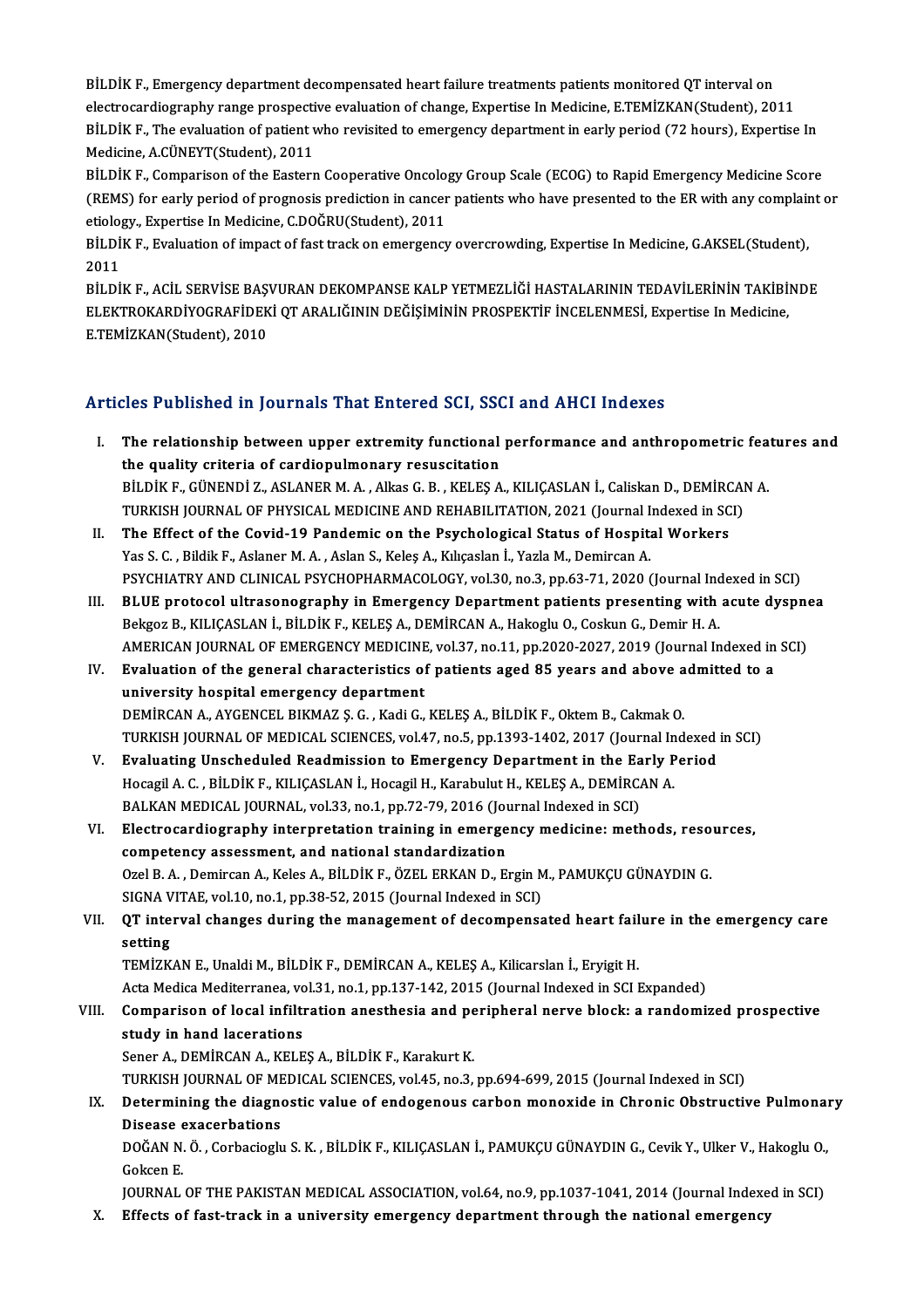BİLDİK F., Emergency department decompensated heart failure treatments patients monitored QT interval on electrocardiography range prospective evaluation of change, Expertise In Medicine, E.TEMİZKAN(Student), 2011

BİLDİK F., The evaluation of patient who revisited to emergency department in early period (72 hours), Expertise In Medicine, A.CÜNEYT(Student), 2011

BİLDİK F., Comparison of the Eastern Cooperative Oncology Group Scale (ECOG) to Rapid Emergency Medicine Score (REMS) for early period of prognosis prediction in cancer patients who have presented to the ER with any complaint or etiology., Expertise In Medicine, C.DOĞRU(Student), 2011

BİLDİK F., Evaluation of impact of fast track on emergency overcrowding, Expertise In Medicine, G.AKSEL(Student), 2011

BİLDİK F., ACİL SERVİSE BAŞVURAN DEKOMPANSE KALP YETMEZLİĞİ HASTALARININ TEDAVİLERİNİN TAKİBİNDE ELEKTROKARDİYOGRAFİDEKİ QT ARALIĞININ DEĞİŞİMİNİN PROSPEKTİF İNCELENMESİ, Expertise In Medicine, E.TEMİZKAN(Student), 2010

## Articles Published in Journals That Entered SCI, SSCI and AHCI Indexes

I. **The relationship between upper extremity functional performance and anthropometric features and the quality criteria of cardiopulmonary resuscitation**
BİLDİK F., GÜNENDİ Z., ASLANER M. A. , Alkas G. B. , KELEŞ A., KILIÇASLAN İ., Caliskan D., DEMİRCAN A.
TURKISH JOURNAL OF PHYSICAL MEDICINE AND REHABILITATION, 2021 (Journal Indexed in SCI)

II. **The Effect of the Covid-19 Pandemic on the Psychological Status of Hospital Workers**
Yas S. C. , Bildik F., Aslaner M. A. , Aslan S., Keleş A., Kılıçaslan İ., Yazla M., Demircan A.
PSYCHIATRY AND CLINICAL PSYCHOPHARMACOLOGY, vol.30, no.3, pp.63-71, 2020 (Journal Indexed in SCI)

III. **BLUE protocol ultrasonography in Emergency Department patients presenting with acute dyspnea**
Bekgoz B., KILIÇASLAN İ., BİLDİK F., KELEŞ A., DEMİRCAN A., Hakoglu O., Coskun G., Demir H. A.
AMERICAN JOURNAL OF EMERGENCY MEDICINE, vol.37, no.11, pp.2020-2027, 2019 (Journal Indexed in SCI)

IV. **Evaluation of the general characteristics of patients aged 85 years and above admitted to a university hospital emergency department**
DEMİRCAN A., AYGENCEL BIKMAZ Ş. G. , Kadi G., KELEŞ A., BİLDİK F., Oktem B., Cakmak O.
TURKISH JOURNAL OF MEDICAL SCIENCES, vol.47, no.5, pp.1393-1402, 2017 (Journal Indexed in SCI)

V. **Evaluating Unscheduled Readmission to Emergency Department in the Early Period**
Hocagil A. C. , BİLDİK F., KILIÇASLAN İ., Hocagil H., Karabulut H., KELEŞ A., DEMİRCAN A.
BALKAN MEDICAL JOURNAL, vol.33, no.1, pp.72-79, 2016 (Journal Indexed in SCI)

VI. **Electrocardiography interpretation training in emergency medicine: methods, resources, competency assessment, and national standardization**
Ozel B. A. , Demircan A., Keles A., BİLDİK F., ÖZEL ERKAN D., Ergin M., PAMUKÇU GÜNAYDIN G.
SIGNA VITAE, vol.10, no.1, pp.38-52, 2015 (Journal Indexed in SCI)

VII. **QT interval changes during the management of decompensated heart failure in the emergency care setting**
TEMİZKAN E., Unaldi M., BİLDİK F., DEMİRCAN A., KELEŞ A., Kilicarslan İ., Eryigit H.
Acta Medica Mediterranea, vol.31, no.1, pp.137-142, 2015 (Journal Indexed in SCI Expanded)

VIII. **Comparison of local infiltration anesthesia and peripheral nerve block: a randomized prospective study in hand lacerations**
Sener A., DEMİRCAN A., KELEŞ A., BİLDİK F., Karakurt K.
TURKISH JOURNAL OF MEDICAL SCIENCES, vol.45, no.3, pp.694-699, 2015 (Journal Indexed in SCI)

IX. **Determining the diagnostic value of endogenous carbon monoxide in Chronic Obstructive Pulmonary Disease exacerbations**
DOĞAN N. Ö. , Corbacioglu S. K. , BİLDİK F., KILIÇASLAN İ., PAMUKÇU GÜNAYDIN G., Cevik Y., Ulker V., Hakoglu O., Gokcen E.
JOURNAL OF THE PAKISTAN MEDICAL ASSOCIATION, vol.64, no.9, pp.1037-1041, 2014 (Journal Indexed in SCI)

X. **Effects of fast-track in a university emergency department through the national emergency**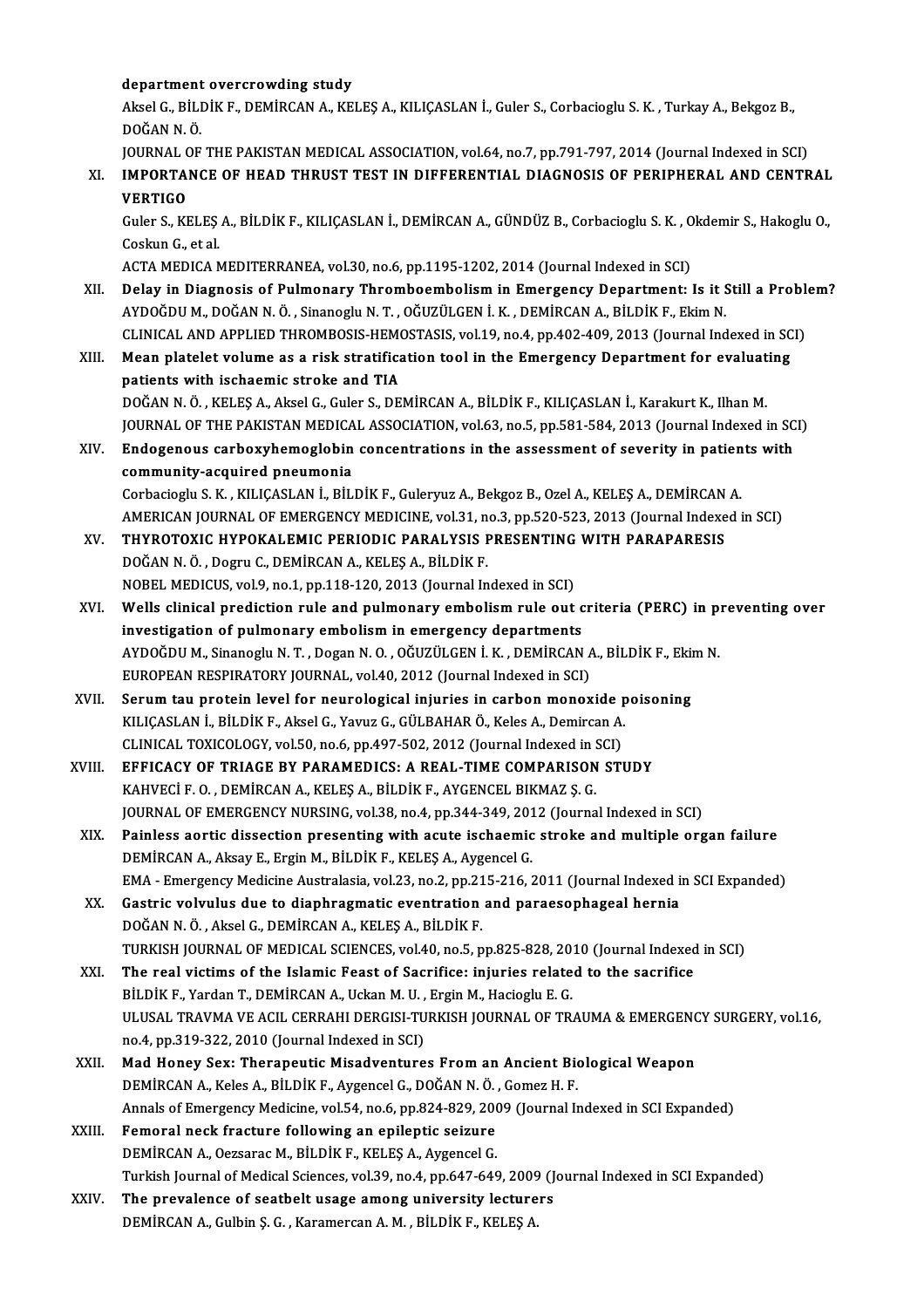department overcrowding study
Aksel G., BİLDİK F., DEMİRCAN A., KELEŞ A., KILIÇASLAN İ., Guler S., Corbacioglu S. K. , Turkay A., Bekgoz B., DOĞAN N. Ö.
JOURNAL OF THE PAKISTAN MEDICAL ASSOCIATION, vol.64, no.7, pp.791-797, 2014 (Journal Indexed in SCI)

XI. **IMPORTANCE OF HEAD THRUST TEST IN DIFFERENTIAL DIAGNOSIS OF PERIPHERAL AND CENTRAL VERTIGO**
Guler S., KELEŞ A., BİLDİK F., KILIÇASLAN İ., DEMİRCAN A., GÜNDÜZ B., Corbacioglu S. K. , Okdemir S., Hakoglu O., Coskun G., et al.
ACTA MEDICA MEDITERRANEA, vol.30, no.6, pp.1195-1202, 2014 (Journal Indexed in SCI)

XII. **Delay in Diagnosis of Pulmonary Thromboembolism in Emergency Department: Is it Still a Problem?**
AYDOĞDU M., DOĞAN N. Ö. , Sinanoglu N. T. , OĞUZÜLGEN İ. K. , DEMİRCAN A., BİLDİK F., Ekim N.
CLINICAL AND APPLIED THROMBOSIS-HEMOSTASIS, vol.19, no.4, pp.402-409, 2013 (Journal Indexed in SCI)

XIII. **Mean platelet volume as a risk stratification tool in the Emergency Department for evaluating patients with ischaemic stroke and TIA**
DOĞAN N. Ö. , KELEŞ A., Aksel G., Guler S., DEMİRCAN A., BİLDİK F., KILIÇASLAN İ., Karakurt K., Ilhan M.
JOURNAL OF THE PAKISTAN MEDICAL ASSOCIATION, vol.63, no.5, pp.581-584, 2013 (Journal Indexed in SCI)

XIV. **Endogenous carboxyhemoglobin concentrations in the assessment of severity in patients with community-acquired pneumonia**
Corbacioglu S. K. , KILIÇASLAN İ., BİLDİK F., Guleryuz A., Bekgoz B., Ozel A., KELEŞ A., DEMİRCAN A.
AMERICAN JOURNAL OF EMERGENCY MEDICINE, vol.31, no.3, pp.520-523, 2013 (Journal Indexed in SCI)

XV. **THYROTOXIC HYPOKALEMIC PERIODIC PARALYSIS PRESENTING WITH PARAPARESIS**
DOĞAN N. Ö. , Dogru C., DEMİRCAN A., KELEŞ A., BİLDİK F.
NOBEL MEDICUS, vol.9, no.1, pp.118-120, 2013 (Journal Indexed in SCI)

XVI. **Wells clinical prediction rule and pulmonary embolism rule out criteria (PERC) in preventing over investigation of pulmonary embolism in emergency departments**
AYDOĞDU M., Sinanoglu N. T. , Dogan N. O. , OĞUZÜLGEN İ. K. , DEMİRCAN A., BİLDİK F., Ekim N.
EUROPEAN RESPIRATORY JOURNAL, vol.40, 2012 (Journal Indexed in SCI)

XVII. **Serum tau protein level for neurological injuries in carbon monoxide poisoning**
KILIÇASLAN İ., BİLDİK F., Aksel G., Yavuz G., GÜLBAHAR Ö., Keles A., Demircan A.
CLINICAL TOXICOLOGY, vol.50, no.6, pp.497-502, 2012 (Journal Indexed in SCI)

XVIII. **EFFICACY OF TRIAGE BY PARAMEDICS: A REAL-TIME COMPARISON STUDY**
KAHVECİ F. O. , DEMİRCAN A., KELEŞ A., BİLDİK F., AYGENCEL BIKMAZ Ş. G.
JOURNAL OF EMERGENCY NURSING, vol.38, no.4, pp.344-349, 2012 (Journal Indexed in SCI)

XIX. **Painless aortic dissection presenting with acute ischaemic stroke and multiple organ failure**
DEMİRCAN A., Aksay E., Ergin M., BİLDİK F., KELEŞ A., Aygencel G.
EMA - Emergency Medicine Australasia, vol.23, no.2, pp.215-216, 2011 (Journal Indexed in SCI Expanded)

XX. **Gastric volvulus due to diaphragmatic eventration and paraesophageal hernia**
DOĞAN N. Ö. , Aksel G., DEMİRCAN A., KELEŞ A., BİLDİK F.
TURKISH JOURNAL OF MEDICAL SCIENCES, vol.40, no.5, pp.825-828, 2010 (Journal Indexed in SCI)

XXI. **The real victims of the Islamic Feast of Sacrifice: injuries related to the sacrifice**
BİLDİK F., Yardan T., DEMİRCAN A., Uckan M. U. , Ergin M., Hacioglu E. G.
ULUSAL TRAVMA VE ACIL CERRAHI DERGISI-TURKISH JOURNAL OF TRAUMA & EMERGENCY SURGERY, vol.16, no.4, pp.319-322, 2010 (Journal Indexed in SCI)

XXII. **Mad Honey Sex: Therapeutic Misadventures From an Ancient Biological Weapon**
DEMİRCAN A., Keles A., BİLDİK F., Aygencel G., DOĞAN N. Ö. , Gomez H. F.
Annals of Emergency Medicine, vol.54, no.6, pp.824-829, 2009 (Journal Indexed in SCI Expanded)

XXIII. **Femoral neck fracture following an epileptic seizure**
DEMİRCAN A., Oezsarac M., BİLDİK F., KELEŞ A., Aygencel G.
Turkish Journal of Medical Sciences, vol.39, no.4, pp.647-649, 2009 (Journal Indexed in SCI Expanded)

XXIV. **The prevalence of seatbelt usage among university lecturers**
DEMİRCAN A., Gulbin Ş. G. , Karamercan A. M. , BİLDİK F., KELEŞ A.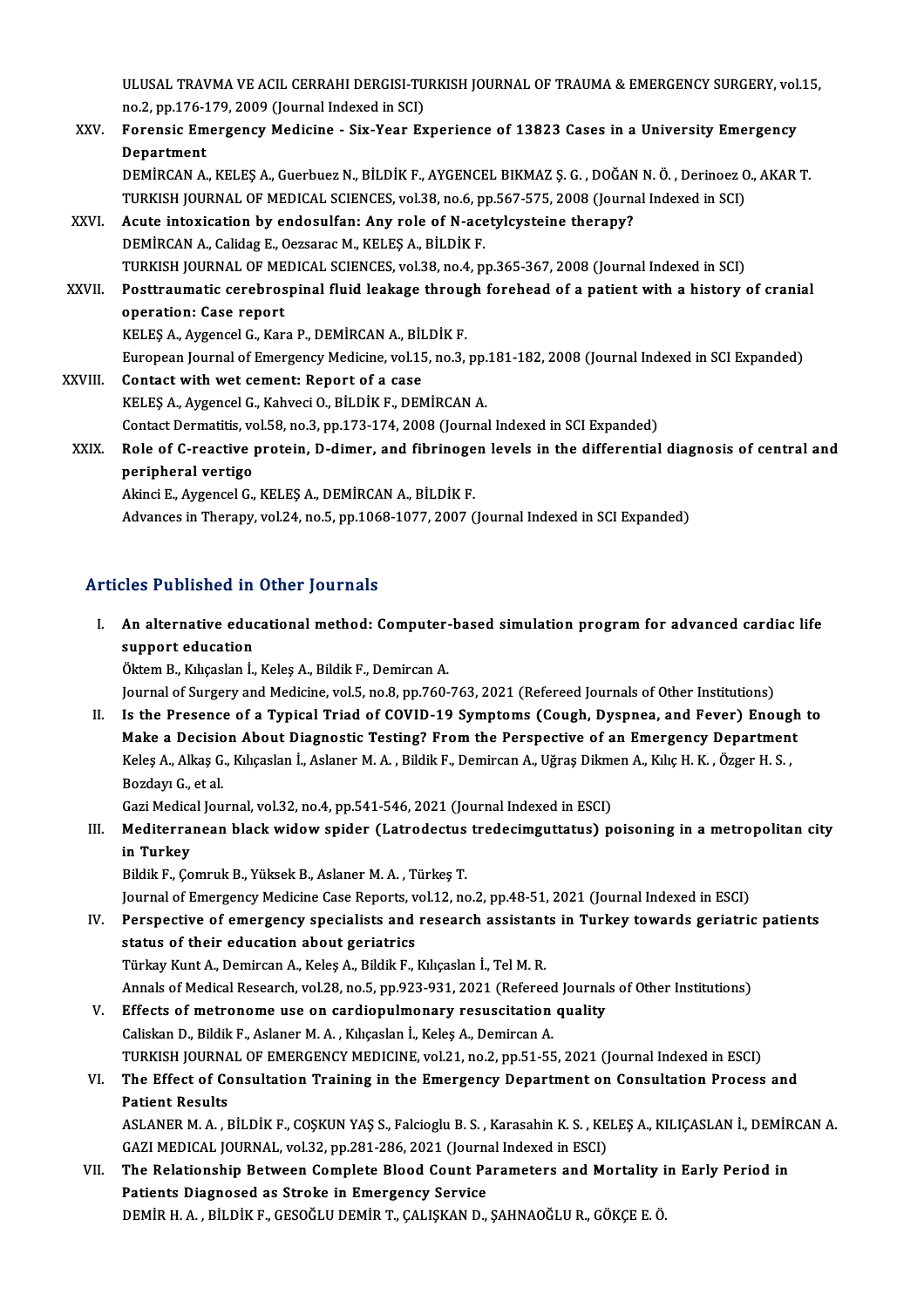ULUSAL TRAVMA VE ACIL CERRAHI DERGISI-TURKISH JOURNAL OF TRAUMA & EMERGENCY SURGERY, vol.15, no.2, pp.176-179, 2009 (Journal Indexed in SCI)

XXV. **Forensic Emergency Medicine - Six-Year Experience of 13823 Cases in a University Emergency Department**
DEMİRCAN A., KELEŞ A., Guerbuez N., BİLDİK F., AYGENCEL BIKMAZ Ş. G. , DOĞAN N. Ö. , Derinoez O., AKAR T.
TURKISH JOURNAL OF MEDICAL SCIENCES, vol.38, no.6, pp.567-575, 2008 (Journal Indexed in SCI)

XXVI. **Acute intoxication by endosulfan: Any role of N-acetylcysteine therapy?**
DEMİRCAN A., Calidag E., Oezsarac M., KELEŞ A., BİLDİK F.
TURKISH JOURNAL OF MEDICAL SCIENCES, vol.38, no.4, pp.365-367, 2008 (Journal Indexed in SCI)

XXVII. **Posttraumatic cerebrospinal fluid leakage through forehead of a patient with a history of cranial operation: Case report**
KELEŞ A., Aygencel G., Kara P., DEMİRCAN A., BİLDİK F.
European Journal of Emergency Medicine, vol.15, no.3, pp.181-182, 2008 (Journal Indexed in SCI Expanded)

XXVIII. **Contact with wet cement: Report of a case**
KELEŞ A., Aygencel G., Kahveci O., BİLDİK F., DEMİRCAN A.
Contact Dermatitis, vol.58, no.3, pp.173-174, 2008 (Journal Indexed in SCI Expanded)

XXIX. **Role of C-reactive protein, D-dimer, and fibrinogen levels in the differential diagnosis of central and peripheral vertigo**
Akinci E., Aygencel G., KELEŞ A., DEMİRCAN A., BİLDİK F.
Advances in Therapy, vol.24, no.5, pp.1068-1077, 2007 (Journal Indexed in SCI Expanded)

## Articles Published in Other Journals

I. **An alternative educational method: Computer-based simulation program for advanced cardiac life support education**
Öktem B., Kılıçaslan İ., Keleş A., Bildik F., Demircan A.
Journal of Surgery and Medicine, vol.5, no.8, pp.760-763, 2021 (Refereed Journals of Other Institutions)

II. **Is the Presence of a Typical Triad of COVID-19 Symptoms (Cough, Dyspnea, and Fever) Enough to Make a Decision About Diagnostic Testing? From the Perspective of an Emergency Department**
Keleş A., Alkaş G., Kılıçaslan İ., Aslaner M. A. , Bildik F., Demircan A., Uğraş Dikmen A., Kılıç H. K. , Özger H. S. , Bozdayı G., et al.
Gazi Medical Journal, vol.32, no.4, pp.541-546, 2021 (Journal Indexed in ESCI)

III. **Mediterranean black widow spider (Latrodectus tredecimguttatus) poisoning in a metropolitan city in Turkey**
Bildik F., Çomruk B., Yüksek B., Aslaner M. A. , Türkeş T.
Journal of Emergency Medicine Case Reports, vol.12, no.2, pp.48-51, 2021 (Journal Indexed in ESCI)

IV. **Perspective of emergency specialists and research assistants in Turkey towards geriatric patients status of their education about geriatrics**
Türkay Kunt A., Demircan A., Keleş A., Bildik F., Kılıçaslan İ., Tel M. R.
Annals of Medical Research, vol.28, no.5, pp.923-931, 2021 (Refereed Journals of Other Institutions)

V. **Effects of metronome use on cardiopulmonary resuscitation quality**
Caliskan D., Bildik F., Aslaner M. A. , Kılıçaslan İ., Keleş A., Demircan A.
TURKISH JOURNAL OF EMERGENCY MEDICINE, vol.21, no.2, pp.51-55, 2021 (Journal Indexed in ESCI)

VI. **The Effect of Consultation Training in the Emergency Department on Consultation Process and Patient Results**
ASLANER M. A. , BİLDİK F., COŞKUN YAŞ S., Falcioglu B. S. , Karasahin K. S. , KELEŞ A., KILIÇASLAN İ., DEMİRCAN A.
GAZI MEDICAL JOURNAL, vol.32, pp.281-286, 2021 (Journal Indexed in ESCI)

VII. **The Relationship Between Complete Blood Count Parameters and Mortality in Early Period in Patients Diagnosed as Stroke in Emergency Service**
DEMİR H. A. , BİLDİK F., GESOĞLU DEMİR T., ÇALIŞKAN D., ŞAHNAOĞLU R., GÖKÇE E. Ö.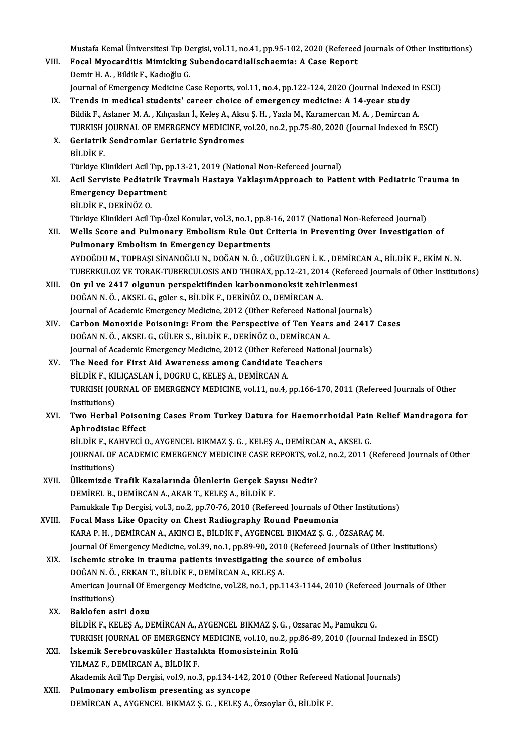Mustafa Kemal Üniversitesi Tıp Dergisi, vol.11, no.41, pp.95-102, 2020 (Refereed Journals of Other Institutions)

VIII. **Focal Myocarditis Mimicking SubendocardialIschaemia: A Case Report**
Demir H. A. , Bildik F., Kadıoğlu G.
Journal of Emergency Medicine Case Reports, vol.11, no.4, pp.122-124, 2020 (Journal Indexed in ESCI)

IX. **Trends in medical students' career choice of emergency medicine: A 14-year study**
Bildik F., Aslaner M. A. , Kılıçaslan İ., Keleş A., Aksu Ş. H. , Yazla M., Karamercan M. A. , Demircan A.
TURKISH JOURNAL OF EMERGENCY MEDICINE, vol.20, no.2, pp.75-80, 2020 (Journal Indexed in ESCI)

X. **Geriatrik Sendromlar Geriatric Syndromes**
BİLDİK F.
Türkiye Klinikleri Acil Tıp, pp.13-21, 2019 (National Non-Refereed Journal)

XI. **Acil Serviste Pediatrik Travmalı Hastaya YaklaşımApproach to Patient with Pediatric Trauma in Emergency Department**
BİLDİK F., DERİNÖZ O.
Türkiye Klinikleri Acil Tıp-Özel Konular, vol.3, no.1, pp.8-16, 2017 (National Non-Refereed Journal)

XII. **Wells Score and Pulmonary Embolism Rule Out Criteria in Preventing Over Investigation of Pulmonary Embolism in Emergency Departments**
AYDOĞDU M., TOPBAŞI SİNANOĞLU N., DOĞAN N. Ö. , OĞUZÜLGEN İ. K. , DEMİRCAN A., BİLDİK F., EKİM N. N.
TUBERKULOZ VE TORAK-TUBERCULOSIS AND THORAX, pp.12-21, 2014 (Refereed Journals of Other Institutions)

XIII. **On yıl ve 2417 olgunun perspektifinden karbonmonoksit zehirlenmesi**
DOĞAN N. Ö. , AKSEL G., güler s., BİLDİK F., DERİNÖZ O., DEMİRCAN A.
Journal of Academic Emergency Medicine, 2012 (Other Refereed National Journals)

XIV. **Carbon Monoxide Poisoning: From the Perspective of Ten Years and 2417 Cases**
DOĞAN N. Ö. , AKSEL G., GÜLER S., BİLDİK F., DERİNÖZ O., DEMİRCAN A.
Journal of Academic Emergency Medicine, 2012 (Other Refereed National Journals)

XV. **The Need for First Aid Awareness among Candidate Teachers**
BİLDİK F., KILIÇASLAN İ., DOGRU C., KELEŞ A., DEMİRCAN A.
TURKISH JOURNAL OF EMERGENCY MEDICINE, vol.11, no.4, pp.166-170, 2011 (Refereed Journals of Other Institutions)

XVI. **Two Herbal Poisoning Cases From Turkey Datura for Haemorrhoidal Pain Relief Mandragora for Aphrodisiac Effect**
BİLDİK F., KAHVECİ O., AYGENCEL BIKMAZ Ş. G. , KELEŞ A., DEMİRCAN A., AKSEL G.
JOURNAL OF ACADEMIC EMERGENCY MEDICINE CASE REPORTS, vol.2, no.2, 2011 (Refereed Journals of Other Institutions)

XVII. **Ülkemizde Trafik Kazalarında Ölenlerin Gerçek Sayısı Nedir?**
DEMİREL B., DEMİRCAN A., AKAR T., KELEŞ A., BİLDİK F.
Pamukkale Tıp Dergisi, vol.3, no.2, pp.70-76, 2010 (Refereed Journals of Other Institutions)

XVIII. **Focal Mass Like Opacity on Chest Radiography Round Pneumonia**
KARA P. H. , DEMİRCAN A., AKINCI E., BİLDİK F., AYGENCEL BIKMAZ Ş. G. , ÖZSARAÇ M.
Journal Of Emergency Medicine, vol.39, no.1, pp.89-90, 2010 (Refereed Journals of Other Institutions)

XIX. **Ischemic stroke in trauma patients investigating the source of embolus**
DOĞAN N. Ö. , ERKAN T., BİLDİK F., DEMİRCAN A., KELEŞ A.
American Journal Of Emergency Medicine, vol.28, no.1, pp.1143-1144, 2010 (Refereed Journals of Other Institutions)

XX. **Baklofen asiri dozu**
BİLDİK F., KELEŞ A., DEMİRCAN A., AYGENCEL BIKMAZ Ş. G. , Ozsarac M., Pamukcu G.
TURKISH JOURNAL OF EMERGENCY MEDICINE, vol.10, no.2, pp.86-89, 2010 (Journal Indexed in ESCI)

XXI. **İskemik Serebrovasküler Hastalıkta Homosisteinin Rolü**
YILMAZ F., DEMİRCAN A., BİLDİK F.
Akademik Acil Tıp Dergisi, vol.9, no.3, pp.134-142, 2010 (Other Refereed National Journals)

XXII. **Pulmonary embolism presenting as syncope**
DEMİRCAN A., AYGENCEL BIKMAZ Ş. G. , KELEŞ A., Özsoylar Ö., BİLDİK F.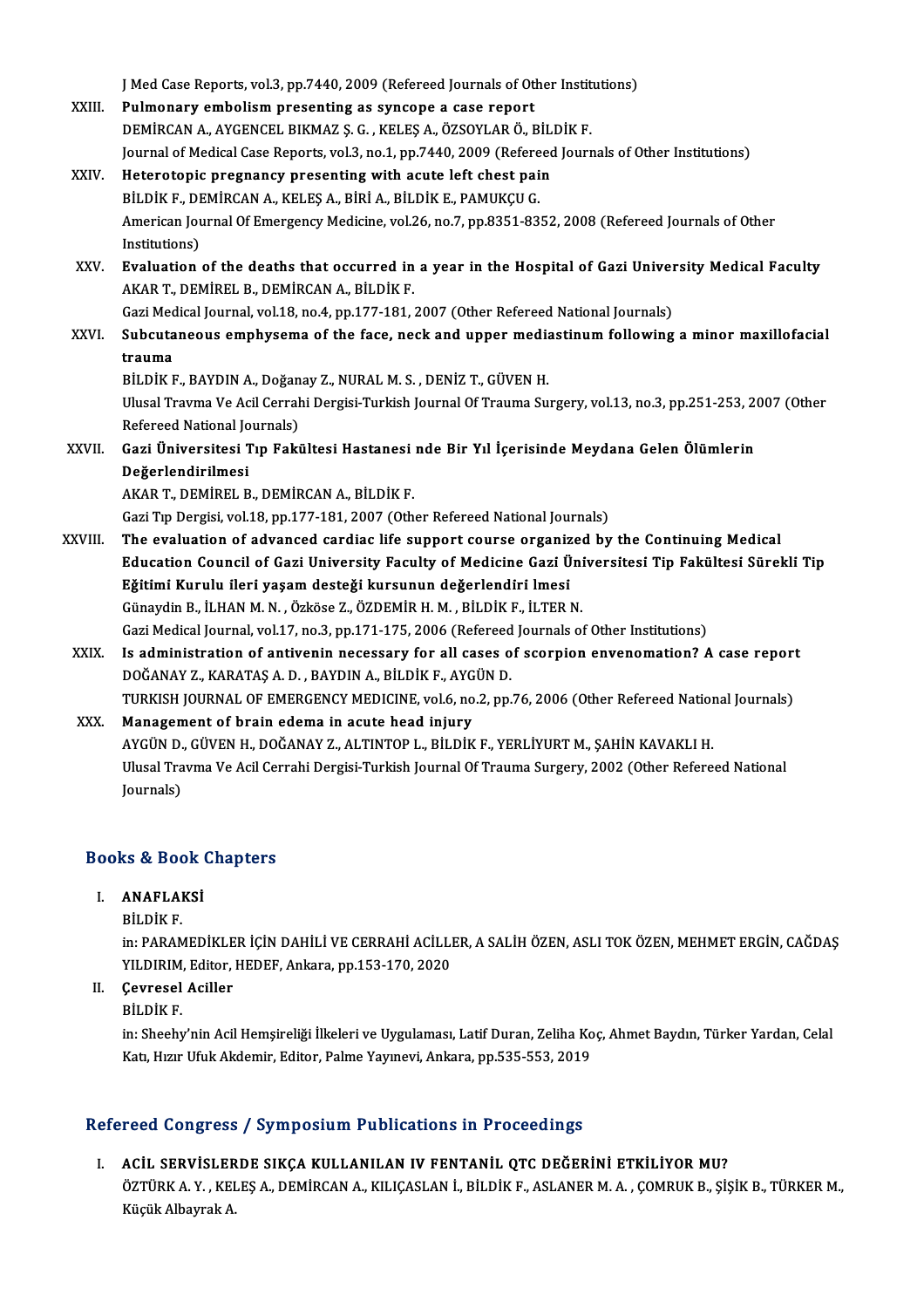J Med Case Reports, vol.3, pp.7440, 2009 (Refereed Journals of Other Institutions)

XXIII. **Pulmonary embolism presenting as syncope a case report**
DEMİRCAN A., AYGENCEL BIKMAZ Ş. G. , KELEŞ A., ÖZSOYLAR Ö., BİLDİK F.
Journal of Medical Case Reports, vol.3, no.1, pp.7440, 2009 (Refereed Journals of Other Institutions)

XXIV. **Heterotopic pregnancy presenting with acute left chest pain**
BİLDİK F., DEMİRCAN A., KELEŞ A., BİRİ A., BİLDİK E., PAMUKÇU G.
American Journal Of Emergency Medicine, vol.26, no.7, pp.8351-8352, 2008 (Refereed Journals of Other Institutions)

XXV. **Evaluation of the deaths that occurred in a year in the Hospital of Gazi University Medical Faculty**
AKAR T., DEMİREL B., DEMİRCAN A., BİLDİK F.
Gazi Medical Journal, vol.18, no.4, pp.177-181, 2007 (Other Refereed National Journals)

XXVI. **Subcutaneous emphysema of the face, neck and upper mediastinum following a minor maxillofacial trauma**
BİLDİK F., BAYDIN A., Doğanay Z., NURAL M. S. , DENİZ T., GÜVEN H.
Ulusal Travma Ve Acil Cerrahi Dergisi-Turkish Journal Of Trauma Surgery, vol.13, no.3, pp.251-253, 2007 (Other Refereed National Journals)

XXVII. **Gazi Üniversitesi Tıp Fakültesi Hastanesi nde Bir Yıl İçerisinde Meydana Gelen Ölümlerin Değerlendirilmesi**
AKAR T., DEMİREL B., DEMİRCAN A., BİLDİK F.
Gazi Tıp Dergisi, vol.18, pp.177-181, 2007 (Other Refereed National Journals)

XXVIII. **The evaluation of advanced cardiac life support course organized by the Continuing Medical Education Council of Gazi University Faculty of Medicine Gazi Üniversitesi Tip Fakültesi Sürekli Tip Eğitimi Kurulu ileri yaşam desteği kursunun değerlendiri lmesi**
Günaydin B., İLHAN M. N. , Özköse Z., ÖZDEMİR H. M. , BİLDİK F., İLTER N.
Gazi Medical Journal, vol.17, no.3, pp.171-175, 2006 (Refereed Journals of Other Institutions)

XXIX. **Is administration of antivenin necessary for all cases of scorpion envenomation? A case report**
DOĞANAY Z., KARATAŞ A. D. , BAYDIN A., BİLDİK F., AYGÜN D.
TURKISH JOURNAL OF EMERGENCY MEDICINE, vol.6, no.2, pp.76, 2006 (Other Refereed National Journals)

XXX. **Management of brain edema in acute head injury**
AYGÜN D., GÜVEN H., DOĞANAY Z., ALTINTOP L., BİLDİK F., YERLİYURT M., ŞAHİN KAVAKLI H.
Ulusal Travma Ve Acil Cerrahi Dergisi-Turkish Journal Of Trauma Surgery, 2002 (Other Refereed National Journals)

## Books & Book Chapters

I. **ANAFLAKSİ**
BİLDİK F.
in: PARAMEDİKLER İÇİN DAHİLİ VE CERRAHİ ACİLLER, A SALİH ÖZEN, ASLI TOK ÖZEN, MEHMET ERGİN, CAĞDAŞ YILDIRIM, Editor, HEDEF, Ankara, pp.153-170, 2020

II. **Çevresel Aciller**
BİLDİK F.
in: Sheehy'nin Acil Hemşireliği İlkeleri ve Uygulaması, Latif Duran, Zeliha Koç, Ahmet Baydın, Türker Yardan, Celal Katı, Hızır Ufuk Akdemir, Editor, Palme Yayınevi, Ankara, pp.535-553, 2019

## Refereed Congress / Symposium Publications in Proceedings

I. **ACİL SERVİSLERDE SIKÇA KULLANILAN IV FENTANİL QTC DEĞERİNİ ETKİLİYOR MU?**
ÖZTÜRK A. Y. , KELEŞ A., DEMİRCAN A., KILIÇASLAN İ., BİLDİK F., ASLANER M. A. , ÇOMRUK B., ŞİŞİK B., TÜRKER M., Küçük Albayrak A.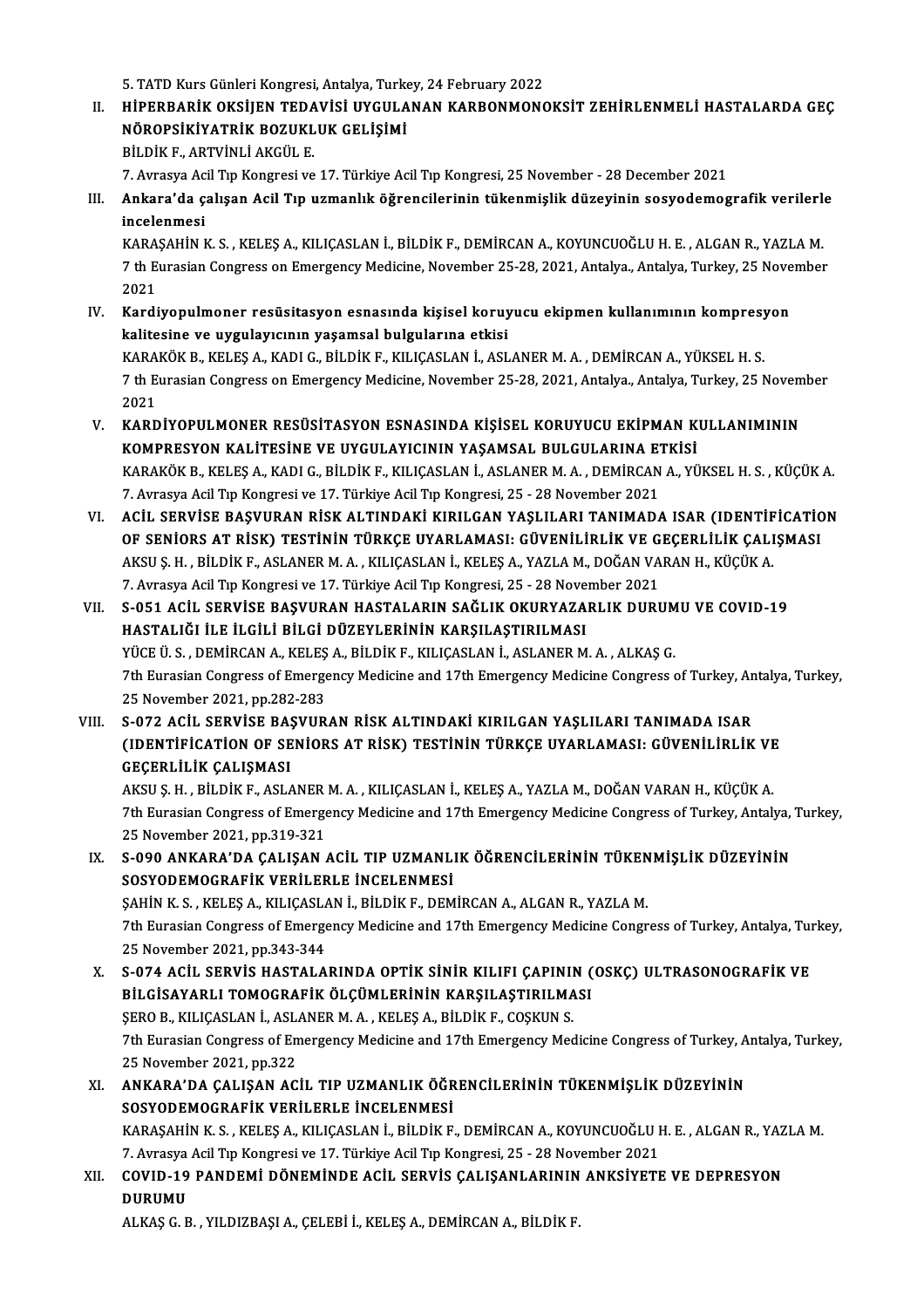5. TATD Kurs Günleri Kongresi, Antalya, Turkey, 24 February 2022

II. **HİPERBARİK OKSİJEN TEDAVİSİ UYGULANAN KARBONMONOKSİT ZEHİRLENMELİ HASTALARDA GEÇ NÖROPSİKİYATRİK BOZUKLUK GELİŞİMİ**
BİLDİK F., ARTVİNLİ AKGÜL E.
7. Avrasya Acil Tıp Kongresi ve 17. Türkiye Acil Tıp Kongresi, 25 November - 28 December 2021

III. **Ankara'da çalışan Acil Tıp uzmanlık öğrencilerinin tükenmişlik düzeyinin sosyodemografik verilerle incelenmesi**
KARAŞAHİN K. S. , KELEŞ A., KILIÇASLAN İ., BİLDİK F., DEMİRCAN A., KOYUNCUOĞLU H. E. , ALGAN R., YAZLA M.
7 th Eurasian Congress on Emergency Medicine, November 25-28, 2021, Antalya., Antalya, Turkey, 25 November 2021

IV. **Kardiyopulmoner resüsitasyon esnasında kişisel koruyucu ekipmen kullanımının kompresyon kalitesine ve uygulayıcının yaşamsal bulgularına etkisi**
KARAKÖK B., KELEŞ A., KADI G., BİLDİK F., KILIÇASLAN İ., ASLANER M. A. , DEMİRCAN A., YÜKSEL H. S.
7 th Eurasian Congress on Emergency Medicine, November 25-28, 2021, Antalya., Antalya, Turkey, 25 November 2021

V. **KARDİYOPULMONER RESÜSİTASYON ESNASINDA KİŞİSEL KORUYUCU EKİPMAN KULLANIMININ KOMPRESYON KALİTESİNE VE UYGULAYICININ YAŞAMSAL BULGULARINA ETKİSİ**
KARAKÖK B., KELEŞ A., KADI G., BİLDİK F., KILIÇASLAN İ., ASLANER M. A. , DEMİRCAN A., YÜKSEL H. S. , KÜÇÜK A.
7. Avrasya Acil Tıp Kongresi ve 17. Türkiye Acil Tıp Kongresi, 25 - 28 November 2021

VI. **ACİL SERVİSE BAŞVURAN RİSK ALTINDAKİ KIRILGAN YAŞLILARI TANIMADA ISAR (IDENTİFİCATİON OF SENİORS AT RİSK) TESTİNİN TÜRKÇE UYARLAMASI: GÜVENİLİRLİK VE GEÇERLİLİK ÇALIŞMASI**
AKSU Ş. H. , BİLDİK F., ASLANER M. A. , KILIÇASLAN İ., KELEŞ A., YAZLA M., DOĞAN VARAN H., KÜÇÜK A.
7. Avrasya Acil Tıp Kongresi ve 17. Türkiye Acil Tıp Kongresi, 25 - 28 November 2021

VII. **S-051 ACİL SERVİSE BAŞVURAN HASTALARIN SAĞLIK OKURYAZARLIK DURUMU VE COVID-19 HASTALIĞI İLE İLGİLİ BİLGİ DÜZEYLERİNİN KARŞILAŞTIRILMASI**
YÜCE Ü. S. , DEMİRCAN A., KELEŞ A., BİLDİK F., KILIÇASLAN İ., ASLANER M. A. , ALKAŞ G.
7th Eurasian Congress of Emergency Medicine and 17th Emergency Medicine Congress of Turkey, Antalya, Turkey, 25 November 2021, pp.282-283

VIII. **S-072 ACİL SERVİSE BAŞVURAN RİSK ALTINDAKİ KIRILGAN YAŞLILARI TANIMADA ISAR (IDENTİFİCATİON OF SENİORS AT RİSK) TESTİNİN TÜRKÇE UYARLAMASI: GÜVENİLİRLİK VE GEÇERLİLİK ÇALIŞMASI**
AKSU Ş. H. , BİLDİK F., ASLANER M. A. , KILIÇASLAN İ., KELEŞ A., YAZLA M., DOĞAN VARAN H., KÜÇÜK A.
7th Eurasian Congress of Emergency Medicine and 17th Emergency Medicine Congress of Turkey, Antalya, Turkey, 25 November 2021, pp.319-321

IX. **S-090 ANKARA'DA ÇALIŞAN ACİL TIP UZMANLIK ÖĞRENCİLERİNİN TÜKENMİŞLİK DÜZEYİNİN SOSYODEMOGRAFİK VERİLERLE İNCELENMESİ**
ŞAHİN K. S. , KELEŞ A., KILIÇASLAN İ., BİLDİK F., DEMİRCAN A., ALGAN R., YAZLA M.
7th Eurasian Congress of Emergency Medicine and 17th Emergency Medicine Congress of Turkey, Antalya, Turkey, 25 November 2021, pp.343-344

X. **S-074 ACİL SERVİS HASTALARINDA OPTİK SİNİR KILIFI ÇAPININ (OSKÇ) ULTRASONOGRAFİK VE BİLGİSAYARLI TOMOGRAFİK ÖLÇÜMLERİNİN KARŞILAŞTIRILMASI**
ŞERO B., KILIÇASLAN İ., ASLANER M. A. , KELEŞ A., BİLDİK F., COŞKUN S.
7th Eurasian Congress of Emergency Medicine and 17th Emergency Medicine Congress of Turkey, Antalya, Turkey, 25 November 2021, pp.322

XI. **ANKARA'DA ÇALIŞAN ACİL TIP UZMANLIK ÖĞRENCİLERİNİN TÜKENMİŞLİK DÜZEYİNİN SOSYODEMOGRAFİK VERİLERLE İNCELENMESİ**
KARAŞAHİN K. S. , KELEŞ A., KILIÇASLAN İ., BİLDİK F., DEMİRCAN A., KOYUNCUOĞLU H. E. , ALGAN R., YAZLA M.
7. Avrasya Acil Tıp Kongresi ve 17. Türkiye Acil Tıp Kongresi, 25 - 28 November 2021

XII. **COVID-19 PANDEMİ DÖNEMİNDE ACİL SERVİS ÇALIŞANLARININ ANKSİYETE VE DEPRESYON DURUMU**
ALKAŞ G. B. , YILDIZBAŞI A., ÇELEBİ İ., KELEŞ A., DEMİRCAN A., BİLDİK F.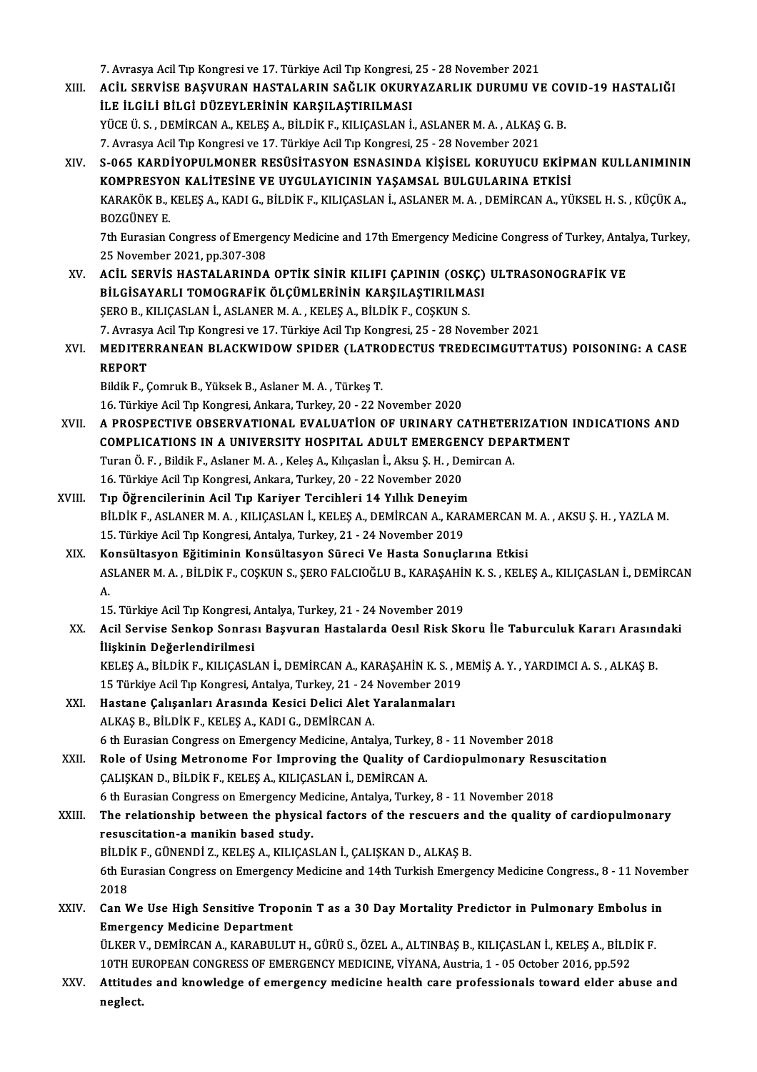7. Avrasya Acil Tıp Kongresi ve 17. Türkiye Acil Tıp Kongresi, 25 - 28 November 2021

XIII. **ACİL SERVİSE BAŞVURAN HASTALARIN SAĞLIK OKURYAZARLIK DURUMU VE COVID-19 HASTALIĞI İLE İLGİLİ BİLGİ DÜZEYLERİNİN KARŞILAŞTIRILMASI**
YÜCE Ü. S. , DEMİRCAN A., KELEŞ A., BİLDİK F., KILIÇASLAN İ., ASLANER M. A. , ALKAŞ G. B.
7. Avrasya Acil Tıp Kongresi ve 17. Türkiye Acil Tıp Kongresi, 25 - 28 November 2021

XIV. **S-065 KARDİYOPULMONER RESÜSİTASYON ESNASINDA KİŞİSEL KORUYUCU EKİPMAN KULLANIMININ KOMPRESYON KALİTESİNE VE UYGULAYICININ YAŞAMSAL BULGULARINA ETKİSİ**
KARAKÖK B., KELEŞ A., KADI G., BİLDİK F., KILIÇASLAN İ., ASLANER M. A. , DEMİRCAN A., YÜKSEL H. S. , KÜÇÜK A., BOZGÜNEY E.
7th Eurasian Congress of Emergency Medicine and 17th Emergency Medicine Congress of Turkey, Antalya, Turkey, 25 November 2021, pp.307-308

XV. **ACİL SERVİS HASTALARINDA OPTİK SİNİR KILIFI ÇAPININ (OSKÇ) ULTRASONOGRAFİK VE BİLGİSAYARLI TOMOGRAFİK ÖLÇÜMLERİNİN KARŞILAŞTIRILMASI**
ŞERO B., KILIÇASLAN İ., ASLANER M. A. , KELEŞ A., BİLDİK F., COŞKUN S.
7. Avrasya Acil Tıp Kongresi ve 17. Türkiye Acil Tıp Kongresi, 25 - 28 November 2021

XVI. **MEDITERRANEAN BLACKWIDOW SPIDER (LATRODECTUS TREDECIMGUTTATUS) POISONING: A CASE REPORT**
Bildik F., Çomruk B., Yüksek B., Aslaner M. A. , Türkeş T.
16. Türkiye Acil Tıp Kongresi, Ankara, Turkey, 20 - 22 November 2020

XVII. **A PROSPECTIVE OBSERVATIONAL EVALUATİON OF URINARY CATHETERIZATION INDICATIONS AND COMPLICATIONS IN A UNIVERSITY HOSPITAL ADULT EMERGENCY DEPARTMENT**
Turan Ö. F. , Bildik F., Aslaner M. A. , Keleş A., Kılıçaslan İ., Aksu Ş. H. , Demircan A.
16. Türkiye Acil Tıp Kongresi, Ankara, Turkey, 20 - 22 November 2020

XVIII. **Tıp Öğrencilerinin Acil Tıp Kariyer Tercihleri 14 Yıllık Deneyim**
BİLDİK F., ASLANER M. A. , KILIÇASLAN İ., KELEŞ A., DEMİRCAN A., KARAMERCAN M. A. , AKSU Ş. H. , YAZLA M.
15. Türkiye Acil Tıp Kongresi, Antalya, Turkey, 21 - 24 November 2019

XIX. **Konsültasyon Eğitiminin Konsültasyon Süreci Ve Hasta Sonuçlarına Etkisi**
ASLANER M. A. , BİLDİK F., COŞKUN S., ŞERO FALCIOĞLU B., KARAŞAHİN K. S. , KELEŞ A., KILIÇASLAN İ., DEMİRCAN A.
15. Türkiye Acil Tıp Kongresi, Antalya, Turkey, 21 - 24 November 2019

XX. **Acil Servise Senkop Sonrası Başvuran Hastalarda Oesıl Risk Skoru İle Taburculuk Kararı Arasındaki İlişkinin Değerlendirilmesi**
KELEŞ A., BİLDİK F., KILIÇASLAN İ., DEMİRCAN A., KARAŞAHİN K. S. , MEMİŞ A. Y. , YARDIMCI A. S. , ALKAŞ B.
15 Türkiye Acil Tıp Kongresi, Antalya, Turkey, 21 - 24 November 2019

XXI. **Hastane Çalışanları Arasında Kesici Delici Alet Yaralanmaları**
ALKAŞ B., BİLDİK F., KELEŞ A., KADI G., DEMİRCAN A.
6 th Eurasian Congress on Emergency Medicine, Antalya, Turkey, 8 - 11 November 2018

XXII. **Role of Using Metronome For Improving the Quality of Cardiopulmonary Resuscitation**
ÇALIŞKAN D., BİLDİK F., KELEŞ A., KILIÇASLAN İ., DEMİRCAN A.
6 th Eurasian Congress on Emergency Medicine, Antalya, Turkey, 8 - 11 November 2018

XXIII. **The relationship between the physical factors of the rescuers and the quality of cardiopulmonary resuscitation-a manikin based study.**
BİLDİK F., GÜNENDİ Z., KELEŞ A., KILIÇASLAN İ., ÇALIŞKAN D., ALKAŞ B.
6th Eurasian Congress on Emergency Medicine and 14th Turkish Emergency Medicine Congress., 8 - 11 November 2018

XXIV. **Can We Use High Sensitive Troponin T as a 30 Day Mortality Predictor in Pulmonary Embolus in Emergency Medicine Department**
ÜLKER V., DEMİRCAN A., KARABULUT H., GÜRÜ S., ÖZEL A., ALTINBAŞ B., KILIÇASLAN İ., KELEŞ A., BİLDİK F.
10TH EUROPEAN CONGRESS OF EMERGENCY MEDICINE, VİYANA, Austria, 1 - 05 October 2016, pp.592

XXV. **Attitudes and knowledge of emergency medicine health care professionals toward elder abuse and neglect.**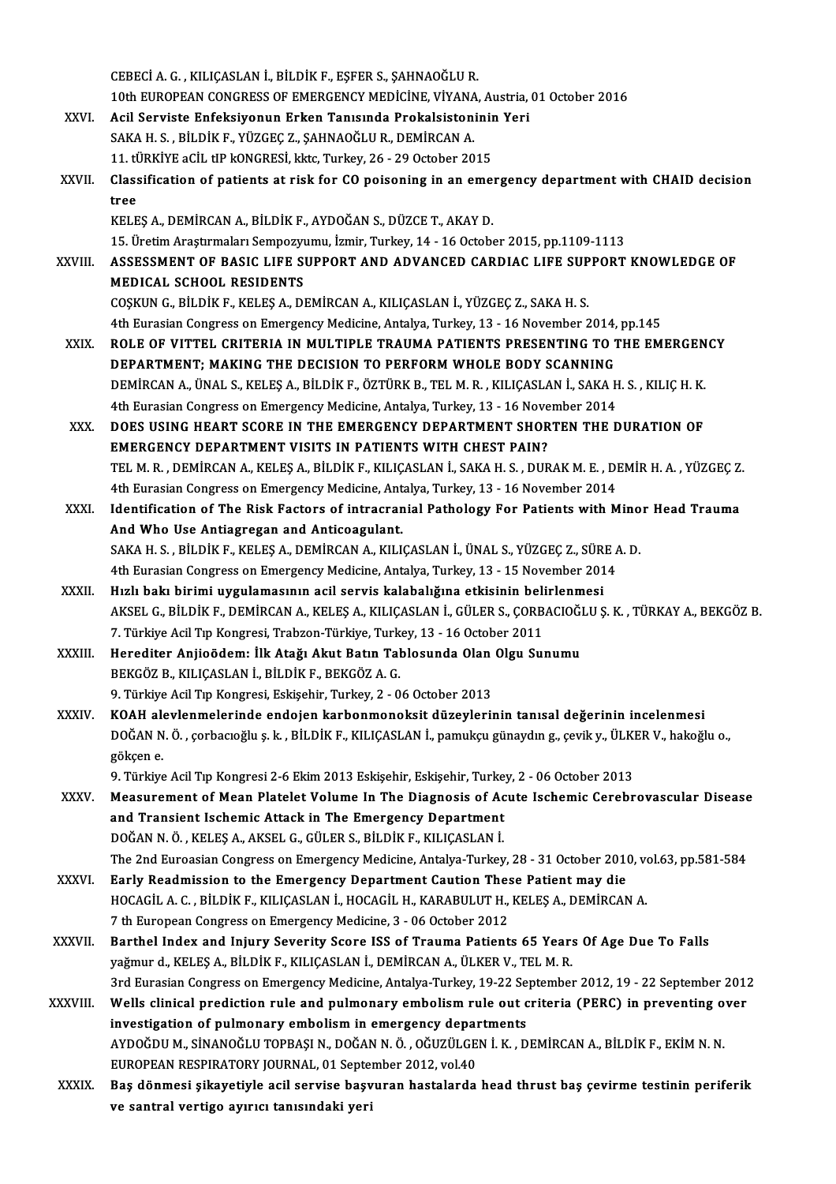CEBECİ A. G. , KILIÇASLAN İ., BİLDİK F., EŞFER S., ŞAHNAOĞLU R.
10th EUROPEAN CONGRESS OF EMERGENCY MEDİCİNE, VİYANA, Austria, 01 October 2016

XXVI. **Acil Serviste Enfeksiyonun Erken Tanısında Prokalsistoninin Yeri**
SAKA H. S. , BİLDİK F., YÜZGEÇ Z., ŞAHNAOĞLU R., DEMİRCAN A.
11. tÜRKİYE aCİL tIP kONGRESİ, kktc, Turkey, 26 - 29 October 2015

XXVII. **Classification of patients at risk for CO poisoning in an emergency department with CHAID decision tree**
KELEŞ A., DEMİRCAN A., BİLDİK F., AYDOĞAN S., DÜZCE T., AKAY D.
15. Üretim Araştırmaları Sempozyumu, İzmir, Turkey, 14 - 16 October 2015, pp.1109-1113

XXVIII. **ASSESSMENT OF BASIC LIFE SUPPORT AND ADVANCED CARDIAC LIFE SUPPORT KNOWLEDGE OF MEDICAL SCHOOL RESIDENTS**
COŞKUN G., BİLDİK F., KELEŞ A., DEMİRCAN A., KILIÇASLAN İ., YÜZGEÇ Z., SAKA H. S.
4th Eurasian Congress on Emergency Medicine, Antalya, Turkey, 13 - 16 November 2014, pp.145

XXIX. **ROLE OF VITTEL CRITERIA IN MULTIPLE TRAUMA PATIENTS PRESENTING TO THE EMERGENCY DEPARTMENT; MAKING THE DECISION TO PERFORM WHOLE BODY SCANNING**
DEMİRCAN A., ÜNAL S., KELEŞ A., BİLDİK F., ÖZTÜRK B., TEL M. R. , KILIÇASLAN İ., SAKA H. S. , KILIÇ H. K.
4th Eurasian Congress on Emergency Medicine, Antalya, Turkey, 13 - 16 November 2014

XXX. **DOES USING HEART SCORE IN THE EMERGENCY DEPARTMENT SHORTEN THE DURATION OF EMERGENCY DEPARTMENT VISITS IN PATIENTS WITH CHEST PAIN?**
TEL M. R. , DEMİRCAN A., KELEŞ A., BİLDİK F., KILIÇASLAN İ., SAKA H. S. , DURAK M. E. , DEMİR H. A. , YÜZGEÇ Z.
4th Eurasian Congress on Emergency Medicine, Antalya, Turkey, 13 - 16 November 2014

XXXI. **Identification of The Risk Factors of intracranial Pathology For Patients with Minor Head Trauma And Who Use Antiagregan and Anticoagulant.**
SAKA H. S. , BİLDİK F., KELEŞ A., DEMİRCAN A., KILIÇASLAN İ., ÜNAL S., YÜZGEÇ Z., SÜRE A. D.
4th Eurasian Congress on Emergency Medicine, Antalya, Turkey, 13 - 15 November 2014

XXXII. **Hızlı bakı birimi uygulamasının acil servis kalabalığına etkisinin belirlenmesi**
AKSEL G., BİLDİK F., DEMİRCAN A., KELEŞ A., KILIÇASLAN İ., GÜLER S., ÇORBACIOĞLU Ş. K. , TÜRKAY A., BEKGÖZ B.
7. Türkiye Acil Tıp Kongresi, Trabzon-Türkiye, Turkey, 13 - 16 October 2011

XXXIII. **Herediter Anjioödem: İlk Atağı Akut Batın Tablosunda Olan Olgu Sunumu**
BEKGÖZ B., KILIÇASLAN İ., BİLDİK F., BEKGÖZ A. G.
9. Türkiye Acil Tıp Kongresi, Eskişehir, Turkey, 2 - 06 October 2013

XXXIV. **KOAH alevlenmelerinde endojen karbonmonoksit düzeylerinin tanısal değerinin incelenmesi**
DOĞAN N. Ö. , çorbacıoğlu ş. k. , BİLDİK F., KILIÇASLAN İ., pamukçu günaydın g., çevik y., ÜLKER V., hakoğlu o., gökçen e.
9. Türkiye Acil Tıp Kongresi 2-6 Ekim 2013 Eskişehir, Eskişehir, Turkey, 2 - 06 October 2013

XXXV. **Measurement of Mean Platelet Volume In The Diagnosis of Acute Ischemic Cerebrovascular Disease and Transient Ischemic Attack in The Emergency Department**
DOĞAN N. Ö. , KELEŞ A., AKSEL G., GÜLER S., BİLDİK F., KILIÇASLAN İ.
The 2nd Euroasian Congress on Emergency Medicine, Antalya-Turkey, 28 - 31 October 2010, vol.63, pp.581-584

XXXVI. **Early Readmission to the Emergency Department Caution These Patient may die**
HOCAGİL A. C. , BİLDİK F., KILIÇASLAN İ., HOCAGİL H., KARABULUT H., KELEŞ A., DEMİRCAN A.
7 th European Congress on Emergency Medicine, 3 - 06 October 2012

XXXVII. **Barthel Index and Injury Severity Score ISS of Trauma Patients 65 Years Of Age Due To Falls**
yağmur d., KELEŞ A., BİLDİK F., KILIÇASLAN İ., DEMİRCAN A., ÜLKER V., TEL M. R.
3rd Eurasian Congress on Emergency Medicine, Antalya-Turkey, 19-22 September 2012, 19 - 22 September 2012

XXXVIII. **Wells clinical prediction rule and pulmonary embolism rule out criteria (PERC) in preventing over investigation of pulmonary embolism in emergency departments**
AYDOĞDU M., SİNANOĞLU TOPBAŞI N., DOĞAN N. Ö. , OĞUZÜLGEN İ. K. , DEMİRCAN A., BİLDİK F., EKİM N. N.
EUROPEAN RESPIRATORY JOURNAL, 01 September 2012, vol.40

XXXIX. **Baş dönmesi şikayetiyle acil servise başvuran hastalarda head thrust baş çevirme testinin periferik ve santral vertigo ayırıcı tanısındaki yeri**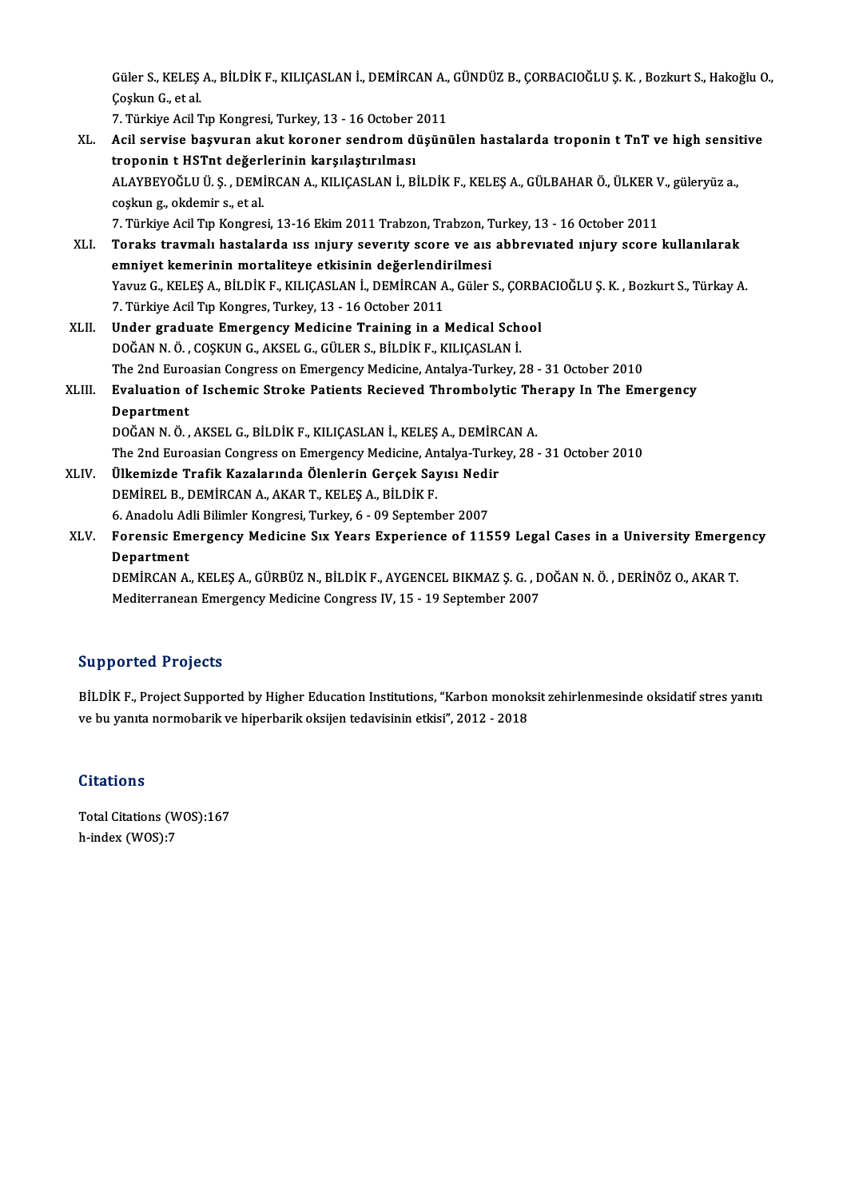Güler S., KELEŞ A., BİLDİK F., KILIÇASLAN İ., DEMİRCAN A., GÜNDÜZ B., ÇORBACIOĞLU Ş. K. , Bozkurt S., Hakoğlu O., Çoşkun G., et al.
7. Türkiye Acil Tıp Kongresi, Turkey, 13 - 16 October 2011

XL. **Acil servise başvuran akut koroner sendrom düşünülen hastalarda troponin t TnT ve high sensitive troponin t HSTnt değerlerinin karşılaştırılması**
ALAYBEYOĞLU Ü. Ş. , DEMİRCAN A., KILIÇASLAN İ., BİLDİK F., KELEŞ A., GÜLBAHAR Ö., ÜLKER V., güleryüz a., coşkun g., okdemir s., et al.
7. Türkiye Acil Tıp Kongresi, 13-16 Ekim 2011 Trabzon, Trabzon, Turkey, 13 - 16 October 2011

XLI. **Toraks travmalı hastalarda ıss ınjury severıty score ve aıs abbrevıated ınjury score kullanılarak emniyet kemerinin mortaliteye etkisinin değerlendirilmesi**
Yavuz G., KELEŞ A., BİLDİK F., KILIÇASLAN İ., DEMİRCAN A., Güler S., ÇORBACIOĞLU Ş. K. , Bozkurt S., Türkay A.
7. Türkiye Acil Tıp Kongres, Turkey, 13 - 16 October 2011

XLII. **Under graduate Emergency Medicine Training in a Medical School**
DOĞAN N. Ö. , COŞKUN G., AKSEL G., GÜLER S., BİLDİK F., KILIÇASLAN İ.
The 2nd Euroasian Congress on Emergency Medicine, Antalya-Turkey, 28 - 31 October 2010

XLIII. **Evaluation of Ischemic Stroke Patients Recieved Thrombolytic Therapy In The Emergency Department**
DOĞAN N. Ö. , AKSEL G., BİLDİK F., KILIÇASLAN İ., KELEŞ A., DEMİRCAN A.
The 2nd Euroasian Congress on Emergency Medicine, Antalya-Turkey, 28 - 31 October 2010

XLIV. **Ülkemizde Trafik Kazalarında Ölenlerin Gerçek Sayısı Nedir**
DEMİREL B., DEMİRCAN A., AKAR T., KELEŞ A., BİLDİK F.
6. Anadolu Adli Bilimler Kongresi, Turkey, 6 - 09 September 2007

XLV. **Forensic Emergency Medicine Sıx Years Experience of 11559 Legal Cases in a University Emergency Department**
DEMİRCAN A., KELEŞ A., GÜRBÜZ N., BİLDİK F., AYGENCEL BIKMAZ Ş. G. , DOĞAN N. Ö. , DERİNÖZ O., AKAR T.
Mediterranean Emergency Medicine Congress IV, 15 - 19 September 2007

## Supported Projects

BİLDİK F., Project Supported by Higher Education Institutions, "Karbon monoksit zehirlenmesinde oksidatif stres yanıtı ve bu yanıta normobarik ve hiperbarik oksijen tedavisinin etkisi", 2012 - 2018

## Citations

Total Citations (WOS):167
h-index (WOS):7